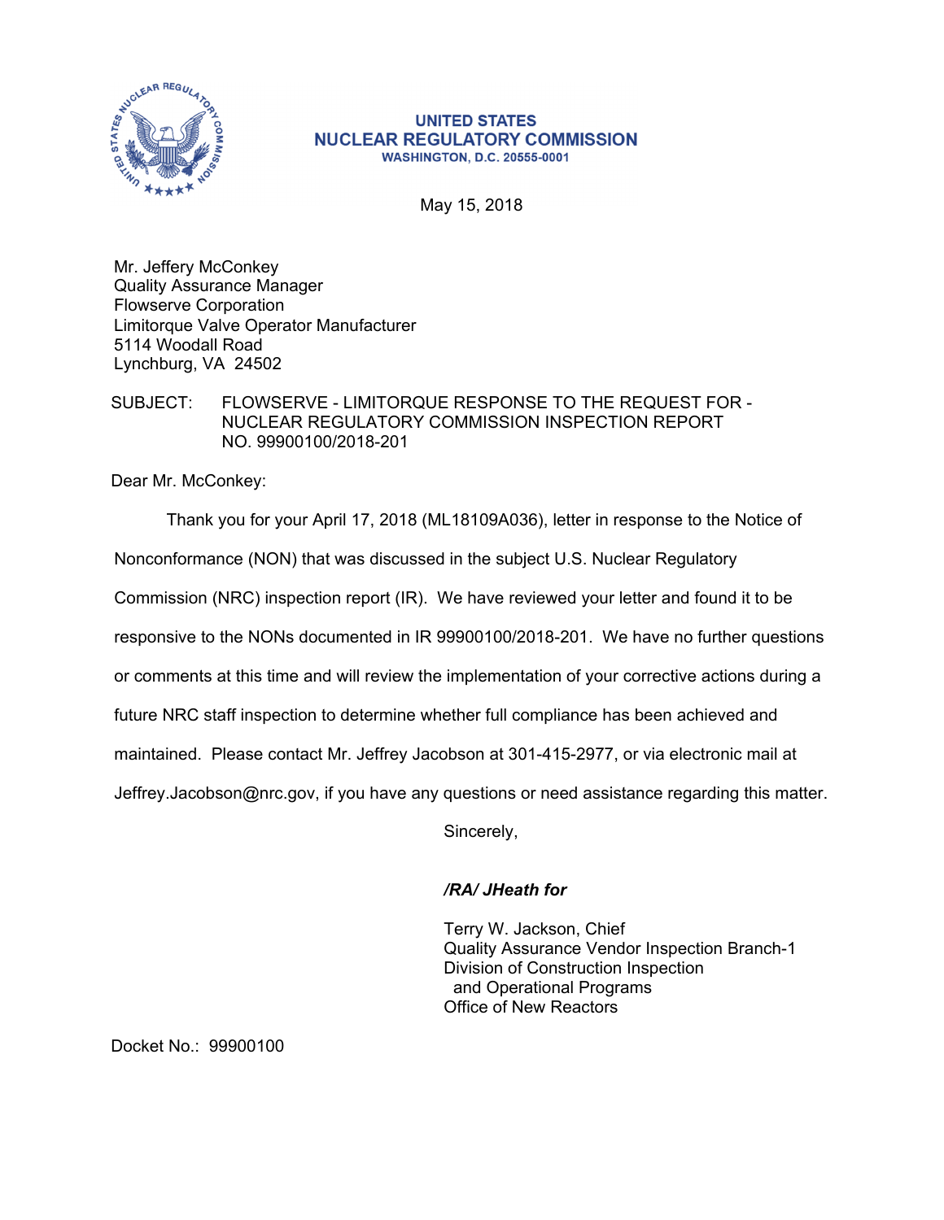UNITED STATES
NUCLEAR REGULATORY COMMISSION
WASHINGTON, D.C. 20555-0001

May 15, 2018

Mr. Jeffery McConkey
Quality Assurance Manager
Flowserve Corporation
Limitorque Valve Operator Manufacturer
5114 Woodall Road
Lynchburg, VA 24502

SUBJECT: FLOWSERVE - LIMITORQUE RESPONSE TO THE REQUEST FOR - NUCLEAR REGULATORY COMMISSION INSPECTION REPORT NO. 99900100/2018-201

Dear Mr. McConkey:

Thank you for your April 17, 2018 (ML18109A036), letter in response to the Notice of Nonconformance (NON) that was discussed in the subject U.S. Nuclear Regulatory Commission (NRC) inspection report (IR). We have reviewed your letter and found it to be responsive to the NONs documented in IR 99900100/2018-201. We have no further questions or comments at this time and will review the implementation of your corrective actions during a future NRC staff inspection to determine whether full compliance has been achieved and maintained. Please contact Mr. Jeffrey Jacobson at 301-415-2977, or via electronic mail at Jeffrey.Jacobson@nrc.gov, if you have any questions or need assistance regarding this matter.

Sincerely,

***/RA/ JHeath for***

Terry W. Jackson, Chief
Quality Assurance Vendor Inspection Branch-1
Division of Construction Inspection
and Operational Programs
Office of New Reactors

Docket No.: 99900100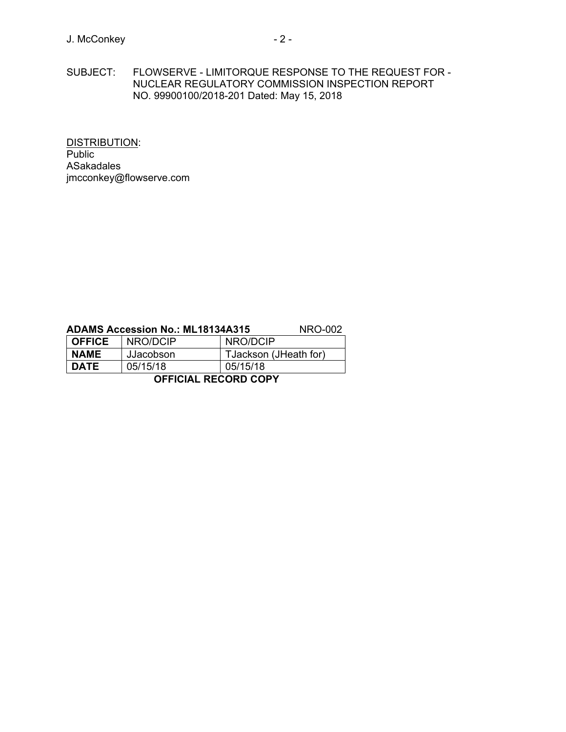SUBJECT: FLOWSERVE - LIMITORQUE RESPONSE TO THE REQUEST FOR - NUCLEAR REGULATORY COMMISSION INSPECTION REPORT NO. 99900100/2018-201 Dated: May 15, 2018

DISTRIBUTION:
Public
ASakadales
jmcconkey@flowserve.com

**ADAMS Accession No.: ML18134A315** NRO-002

| **OFFICE** | NRO/DCIP | NRO/DCIP |
|---|---|---|
| **NAME** | JJacobson | TJackson (JHeath for) |
| **DATE** | 05/15/18 | 05/15/18 |

**OFFICIAL RECORD COPY**